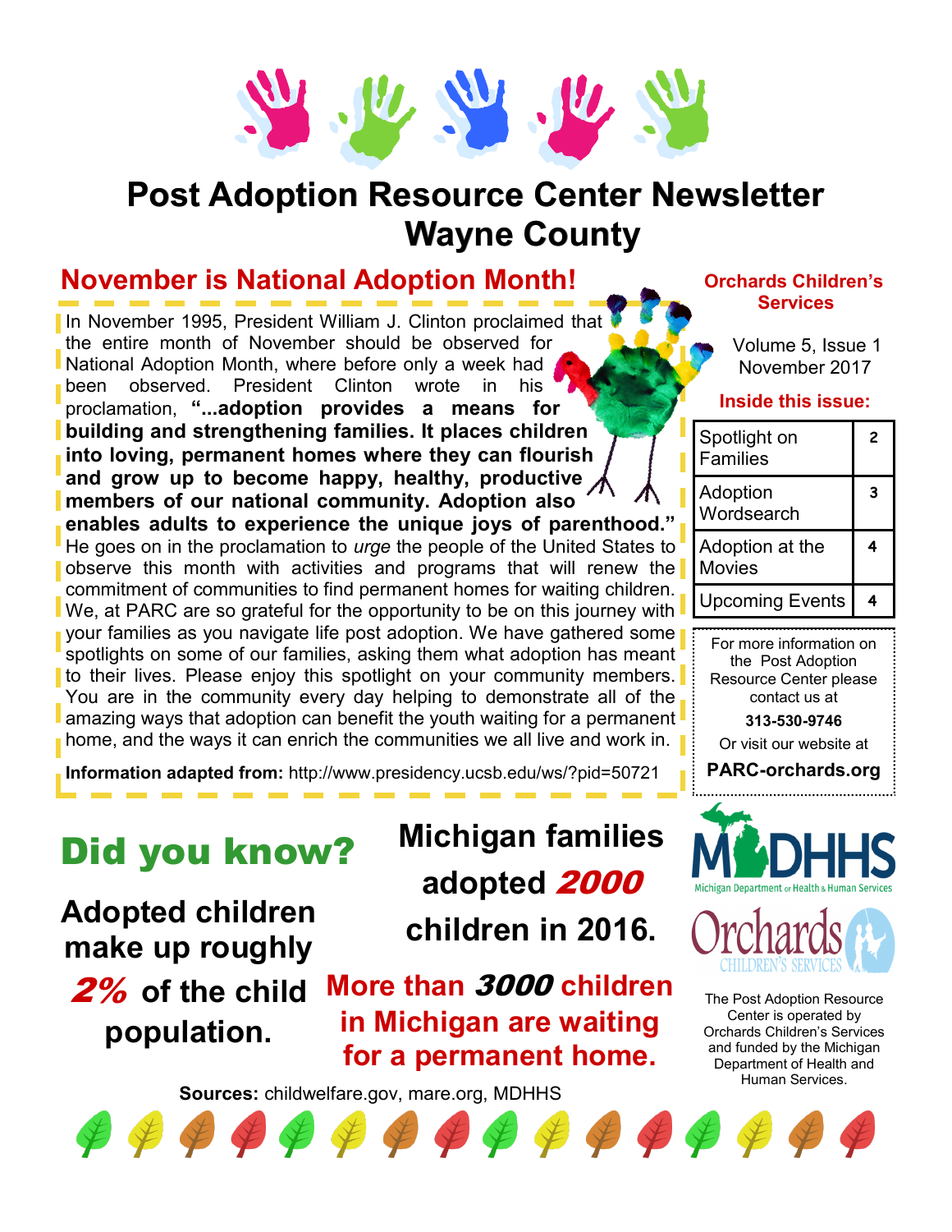# Post Adoption Resource Center Newsletter Wayne County

## November is National Adoption Month!

In November 1995, President William J. Clinton proclaimed that the entire month of November should be observed for National Adoption Month, where before only a week had been observed. President Clinton wrote in his proclamation, **"...adoption provides a means for building and strengthening families. It places children into loving, permanent homes where they can flourish and grow up to become happy, healthy, productive members of our national community. Adoption also enables adults to experience the unique joys of parenthood."** He goes on in the proclamation to *urge* the people of the United States to observe this month with activities and programs that will renew the commitment of communities to find permanent homes for waiting children. We, at PARC are so grateful for the opportunity to be on this journey with your families as you navigate life post adoption. We have gathered some spotlights on some of our families, asking them what adoption has meant to their lives. Please enjoy this spotlight on your community members. You are in the community every day helping to demonstrate all of the amazing ways that adoption can benefit the youth waiting for a permanent home, and the ways it can enrich the communities we all live and work in.

**Information adapted from:** http://www.presidency.ucsb.edu/ws/?pid=50721

**Orchards Children's Services**

Volume 5, Issue 1
November 2017

**Inside this issue:**

| | |
|---|---|
| Spotlight on Families | 2 |
| Adoption Wordsearch | 3 |
| Adoption at the Movies | 4 |
| Upcoming Events | 4 |

For more information on the Post Adoption Resource Center please contact us at

**313-530-9746**

Or visit our website at

**PARC-orchards.org**

## Did you know?

**Adopted children make up roughly *2%* of the child population.**

**Michigan families adopted *2000* children in 2016.**

**More than *3000* children in Michigan are waiting for a permanent home.**

**Sources:** childwelfare.gov, mare.org, MDHHS

MDHHS Michigan Department of Health & Human Services

Orchards Children's Services

The Post Adoption Resource Center is operated by Orchards Children's Services and funded by the Michigan Department of Health and Human Services.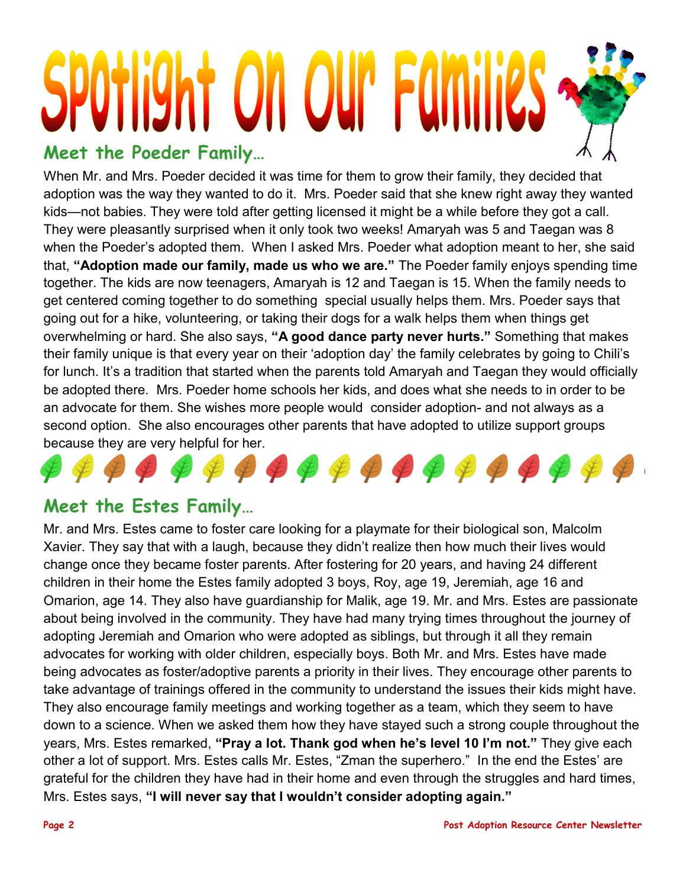# Spotlight On Our Families

## Meet the Poeder Family…

When Mr. and Mrs. Poeder decided it was time for them to grow their family, they decided that adoption was the way they wanted to do it. Mrs. Poeder said that she knew right away they wanted kids—not babies. They were told after getting licensed it might be a while before they got a call. They were pleasantly surprised when it only took two weeks! Amaryah was 5 and Taegan was 8 when the Poeder's adopted them. When I asked Mrs. Poeder what adoption meant to her, she said that, **"Adoption made our family, made us who we are."** The Poeder family enjoys spending time together. The kids are now teenagers, Amaryah is 12 and Taegan is 15. When the family needs to get centered coming together to do something special usually helps them. Mrs. Poeder says that going out for a hike, volunteering, or taking their dogs for a walk helps them when things get overwhelming or hard. She also says, **"A good dance party never hurts."** Something that makes their family unique is that every year on their 'adoption day' the family celebrates by going to Chili's for lunch. It's a tradition that started when the parents told Amaryah and Taegan they would officially be adopted there. Mrs. Poeder home schools her kids, and does what she needs to in order to be an advocate for them. She wishes more people would consider adoption- and not always as a second option. She also encourages other parents that have adopted to utilize support groups because they are very helpful for her.

## Meet the Estes Family…

Mr. and Mrs. Estes came to foster care looking for a playmate for their biological son, Malcolm Xavier. They say that with a laugh, because they didn't realize then how much their lives would change once they became foster parents. After fostering for 20 years, and having 24 different children in their home the Estes family adopted 3 boys, Roy, age 19, Jeremiah, age 16 and Omarion, age 14. They also have guardianship for Malik, age 19. Mr. and Mrs. Estes are passionate about being involved in the community. They have had many trying times throughout the journey of adopting Jeremiah and Omarion who were adopted as siblings, but through it all they remain advocates for working with older children, especially boys. Both Mr. and Mrs. Estes have made being advocates as foster/adoptive parents a priority in their lives. They encourage other parents to take advantage of trainings offered in the community to understand the issues their kids might have. They also encourage family meetings and working together as a team, which they seem to have down to a science. When we asked them how they have stayed such a strong couple throughout the years, Mrs. Estes remarked, **"Pray a lot. Thank god when he's level 10 I'm not."** They give each other a lot of support. Mrs. Estes calls Mr. Estes, "Zman the superhero." In the end the Estes' are grateful for the children they have had in their home and even through the struggles and hard times, Mrs. Estes says, **"I will never say that I wouldn't consider adopting again."**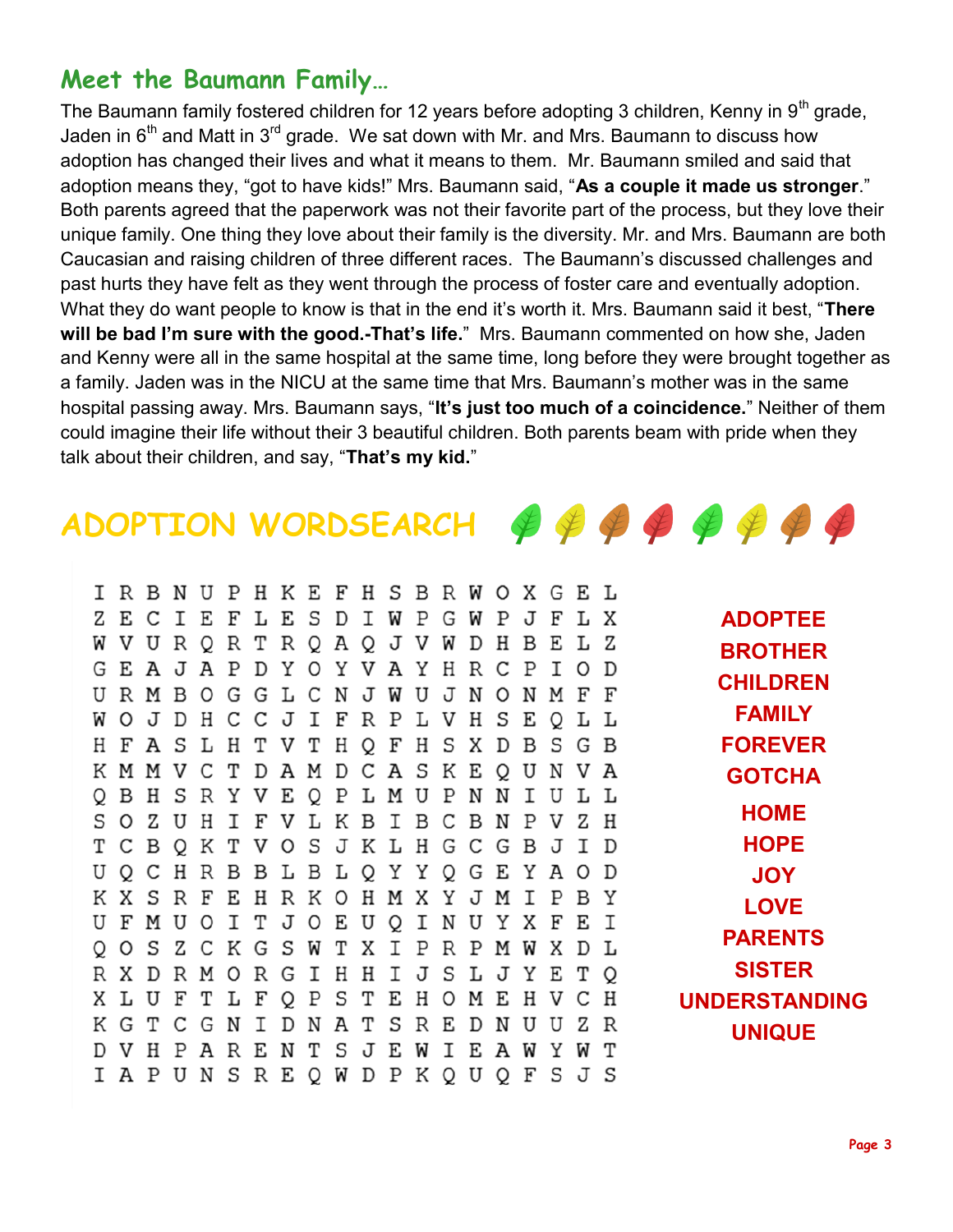## Meet the Baumann Family…

The Baumann family fostered children for 12 years before adopting 3 children, Kenny in 9th grade, Jaden in 6th and Matt in 3rd grade. We sat down with Mr. and Mrs. Baumann to discuss how adoption has changed their lives and what it means to them. Mr. Baumann smiled and said that adoption means they, "got to have kids!" Mrs. Baumann said, "**As a couple it made us stronger**." Both parents agreed that the paperwork was not their favorite part of the process, but they love their unique family. One thing they love about their family is the diversity. Mr. and Mrs. Baumann are both Caucasian and raising children of three different races. The Baumann's discussed challenges and past hurts they have felt as they went through the process of foster care and eventually adoption. What they do want people to know is that in the end it's worth it. Mrs. Baumann said it best, "**There will be bad I'm sure with the good.-That's life.**" Mrs. Baumann commented on how she, Jaden and Kenny were all in the same hospital at the same time, long before they were brought together as a family. Jaden was in the NICU at the same time that Mrs. Baumann's mother was in the same hospital passing away. Mrs. Baumann says, "**It's just too much of a coincidence.**" Neither of them could imagine their life without their 3 beautiful children. Both parents beam with pride when they talk about their children, and say, "**That's my kid.**"

## ADOPTION WORDSEARCH

```
I R B N U P H K E F H S B R W O X G E L
Z E C I E F L E S D I W P G W P J F L X
W V U R Q R T R Q A Q J V W D H B E L Z
G E A J A P D Y O Y V A Y H R C P I O D
U R M B O G G L C N J W U J N O N M F F
W O J D H C C J I F R P L V H S E Q L L
H F A S L H T V T H Q F H S X D B S G B
K M M V C T D A M D C A S K E Q U N V A
Q B H S R Y V E Q P L M U P N N I U L L
S O Z U H I F V L K B I B C B N P V Z H
T C B Q K T V O S J K L H G C G B J I D
U Q C H R B B L B L Q Y Y Q G E Y A O D
K X S R F E H R K O H M X Y J M I P B Y
U F M U O I T J O E U Q I N U Y X F E I
Q O S Z C K G S W T X I P R P M W X D L
R X D R M O R G I H H I J S L J Y E T Q
X L U F T L F Q P S T E H O M E H V C H
K G T C G N I D N A T S R E D N U U Z R
D V H P A R E N T S J E W I E A W Y W T
I A P U N S R E Q W D P K Q U Q F S J S
```

ADOPTEE
BROTHER
CHILDREN
FAMILY
FOREVER
GOTCHA
HOME
HOPE
JOY
LOVE
PARENTS
SISTER
UNDERSTANDING
UNIQUE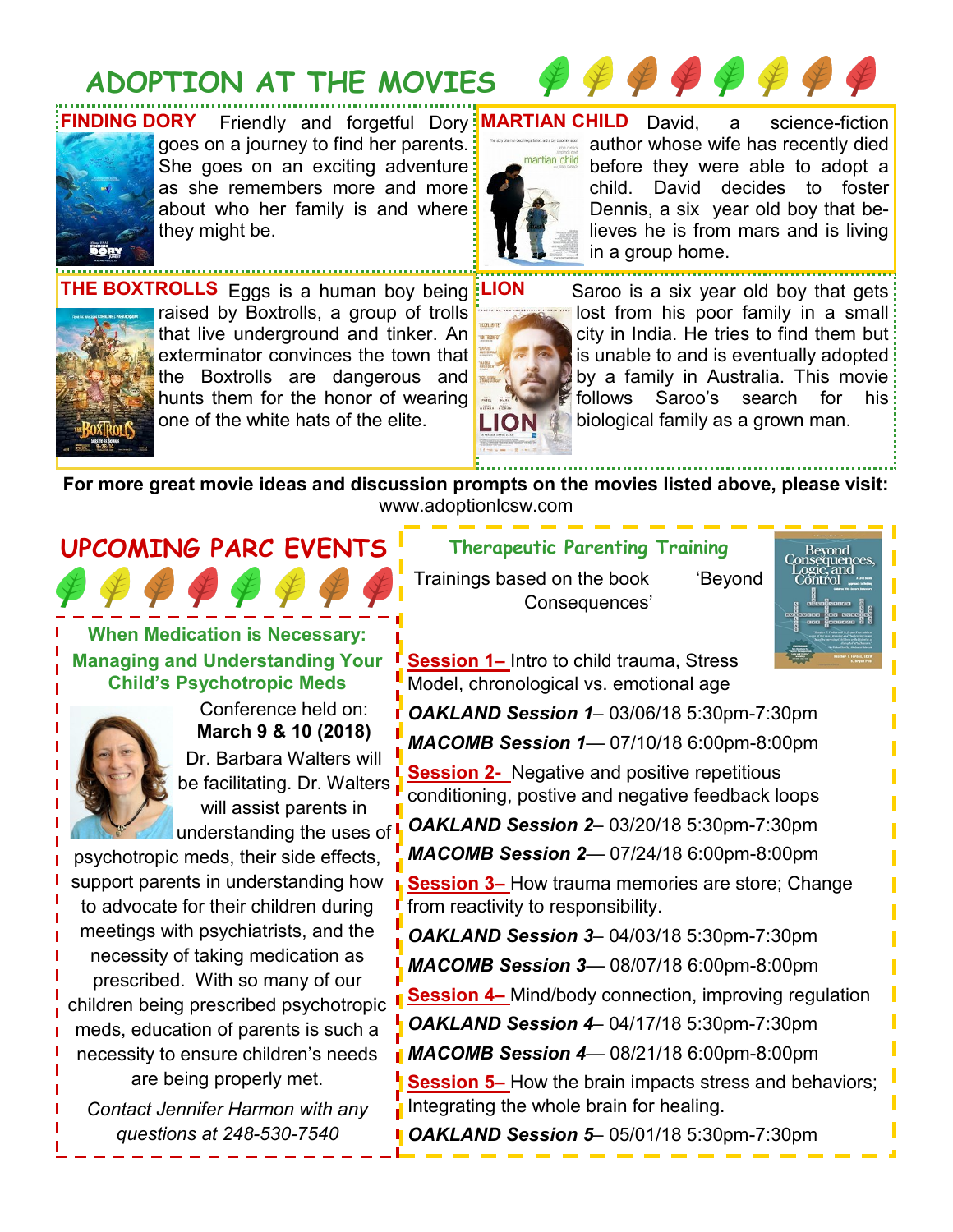# ADOPTION AT THE MOVIES

**FINDING DORY** Friendly and forgetful Dory goes on a journey to find her parents. She goes on an exciting adventure as she remembers more and more about who her family is and where they might be.

**MARTIAN CHILD** David, a science-fiction author whose wife has recently died before they were able to adopt a child. David decides to foster Dennis, a six year old boy that believes he is from mars and is living in a group home.

**THE BOXTROLLS** Eggs is a human boy being raised by Boxtrolls, a group of trolls that live underground and tinker. An exterminator convinces the town that the Boxtrolls are dangerous and hunts them for the honor of wearing one of the white hats of the elite.

**LION** Saroo is a six year old boy that gets lost from his poor family in a small city in India. He tries to find them but is unable to and is eventually adopted by a family in Australia. This movie follows Saroo's search for his biological family as a grown man.

**For more great movie ideas and discussion prompts on the movies listed above, please visit:** www.adoptionlcsw.com

# UPCOMING PARC EVENTS

## When Medication is Necessary: Managing and Understanding Your Child's Psychotropic Meds

Conference held on:
**March 9 & 10 (2018)**

Dr. Barbara Walters will be facilitating. Dr. Walters will assist parents in understanding the uses of psychotropic meds, their side effects, support parents in understanding how to advocate for their children during meetings with psychiatrists, and the necessity of taking medication as prescribed. With so many of our children being prescribed psychotropic meds, education of parents is such a necessity to ensure children's needs are being properly met.

*Contact Jennifer Harmon with any questions at 248-530-7540*

## Therapeutic Parenting Training

Trainings based on the book 'Beyond Consequences'

**Session 1–** Intro to child trauma, Stress Model, chronological vs. emotional age

***OAKLAND Session 1***– 03/06/18 5:30pm-7:30pm

***MACOMB Session 1***— 07/10/18 6:00pm-8:00pm

**Session 2-** Negative and positive repetitious conditioning, postive and negative feedback loops

***OAKLAND Session 2***– 03/20/18 5:30pm-7:30pm

***MACOMB Session 2***— 07/24/18 6:00pm-8:00pm

**Session 3–** How trauma memories are store; Change from reactivity to responsibility.

***OAKLAND Session 3***– 04/03/18 5:30pm-7:30pm

***MACOMB Session 3***— 08/07/18 6:00pm-8:00pm

**Session 4–** Mind/body connection, improving regulation

***OAKLAND Session 4***– 04/17/18 5:30pm-7:30pm

***MACOMB Session 4***— 08/21/18 6:00pm-8:00pm

**Session 5–** How the brain impacts stress and behaviors; Integrating the whole brain for healing.

***OAKLAND Session 5***– 05/01/18 5:30pm-7:30pm